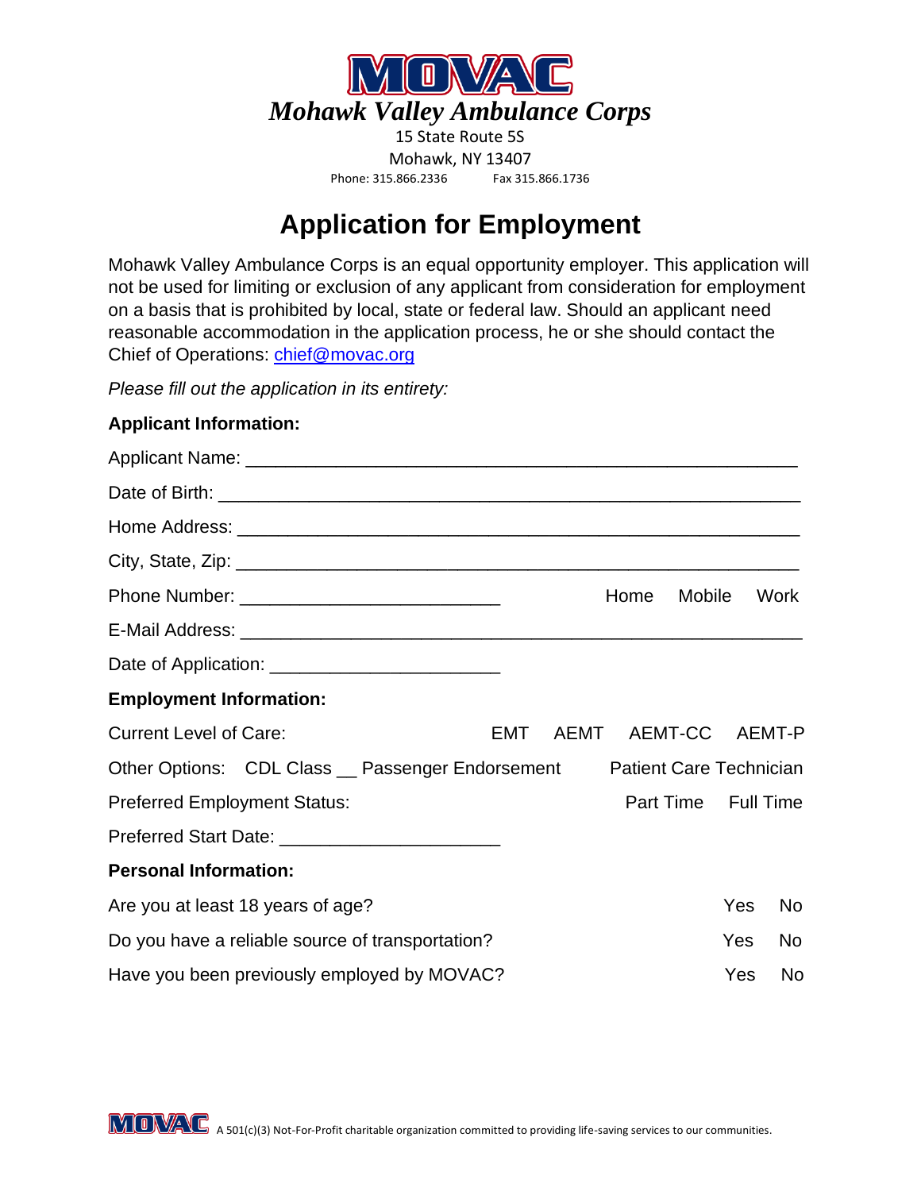# MOVAC

***Mohawk Valley Ambulance Corps***

15 State Route 5S
Mohawk, NY 13407
Phone: 315.866.2336 Fax 315.866.1736

## Application for Employment

Mohawk Valley Ambulance Corps is an equal opportunity employer. This application will not be used for limiting or exclusion of any applicant from consideration for employment on a basis that is prohibited by local, state or federal law. Should an applicant need reasonable accommodation in the application process, he or she should contact the Chief of Operations: chief@movac.org

*Please fill out the application in its entirety:*

**Applicant Information:**

Applicant Name: ________________________________________________________

Date of Birth: __________________________________________________________

Home Address: _________________________________________________________

City, State, Zip: ________________________________________________________

Phone Number: __________________________ Home Mobile Work

E-Mail Address: ________________________________________________________

Date of Application: ______________________

**Employment Information:**

Current Level of Care: EMT AEMT AEMT-CC AEMT-P

Other Options: CDL Class __ Passenger Endorsement Patient Care Technician

Preferred Employment Status: Part Time Full Time

Preferred Start Date: _____________________

**Personal Information:**

Are you at least 18 years of age? Yes No

Do you have a reliable source of transportation? Yes No

Have you been previously employed by MOVAC? Yes No

MOVAC A 501(c)(3) Not-For-Profit charitable organization committed to providing life-saving services to our communities.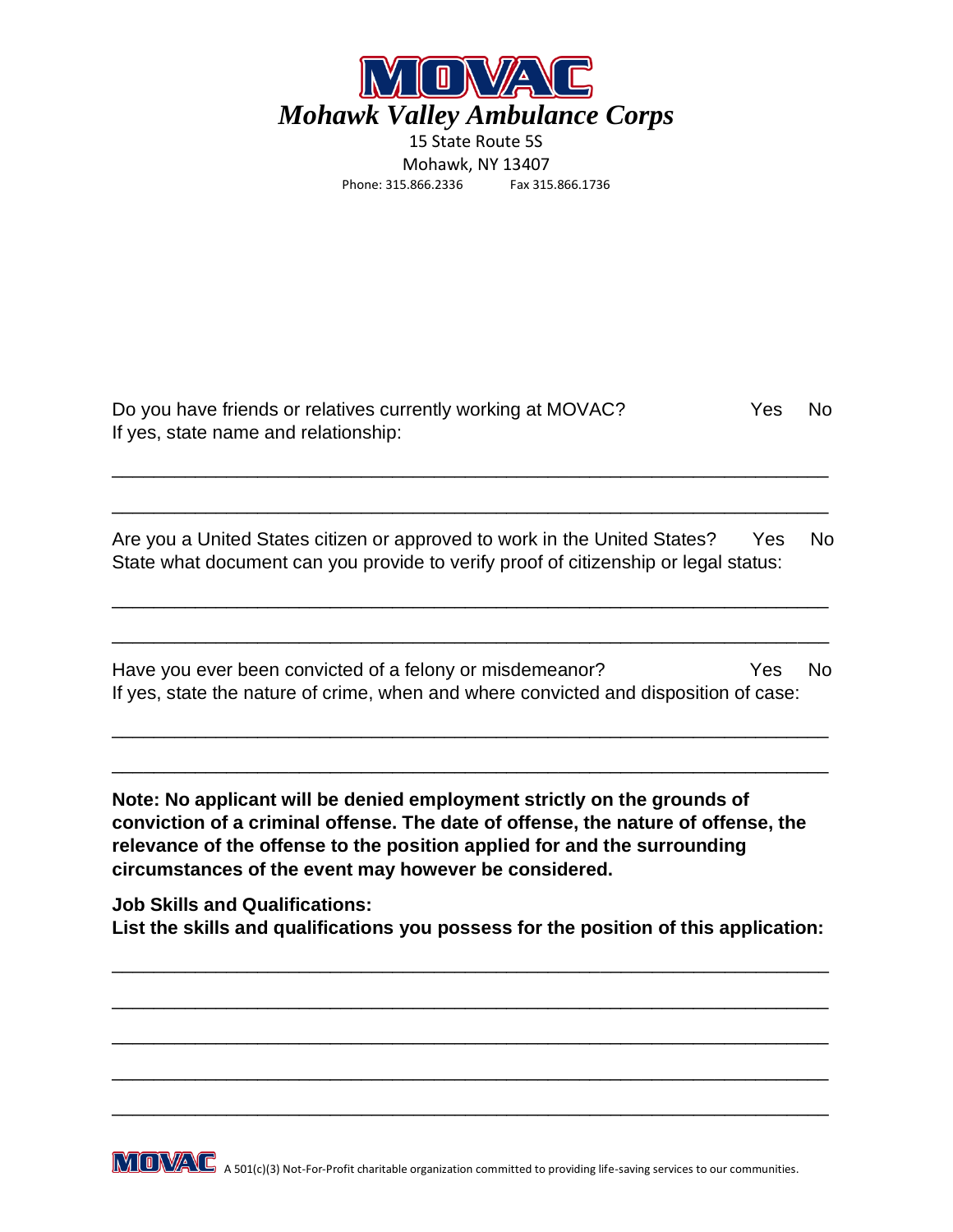# MOVAC

***Mohawk Valley Ambulance Corps***

15 State Route 5S
Mohawk, NY 13407
Phone: 315.866.2336 Fax 315.866.1736

Do you have friends or relatives currently working at MOVAC? Yes No
If yes, state name and relationship:

\_\_\_\_\_\_\_\_\_\_\_\_\_\_\_\_\_\_\_\_\_\_\_\_\_\_\_\_\_\_\_\_\_\_\_\_\_\_\_\_\_\_\_\_\_\_\_\_\_\_\_\_\_\_\_\_\_\_\_\_\_\_\_\_

\_\_\_\_\_\_\_\_\_\_\_\_\_\_\_\_\_\_\_\_\_\_\_\_\_\_\_\_\_\_\_\_\_\_\_\_\_\_\_\_\_\_\_\_\_\_\_\_\_\_\_\_\_\_\_\_\_\_\_\_\_\_\_\_

Are you a United States citizen or approved to work in the United States? Yes No
State what document can you provide to verify proof of citizenship or legal status:

\_\_\_\_\_\_\_\_\_\_\_\_\_\_\_\_\_\_\_\_\_\_\_\_\_\_\_\_\_\_\_\_\_\_\_\_\_\_\_\_\_\_\_\_\_\_\_\_\_\_\_\_\_\_\_\_\_\_\_\_\_\_\_\_

\_\_\_\_\_\_\_\_\_\_\_\_\_\_\_\_\_\_\_\_\_\_\_\_\_\_\_\_\_\_\_\_\_\_\_\_\_\_\_\_\_\_\_\_\_\_\_\_\_\_\_\_\_\_\_\_\_\_\_\_\_\_\_\_

Have you ever been convicted of a felony or misdemeanor? Yes No
If yes, state the nature of crime, when and where convicted and disposition of case:

\_\_\_\_\_\_\_\_\_\_\_\_\_\_\_\_\_\_\_\_\_\_\_\_\_\_\_\_\_\_\_\_\_\_\_\_\_\_\_\_\_\_\_\_\_\_\_\_\_\_\_\_\_\_\_\_\_\_\_\_\_\_\_\_

\_\_\_\_\_\_\_\_\_\_\_\_\_\_\_\_\_\_\_\_\_\_\_\_\_\_\_\_\_\_\_\_\_\_\_\_\_\_\_\_\_\_\_\_\_\_\_\_\_\_\_\_\_\_\_\_\_\_\_\_\_\_\_\_

**Note: No applicant will be denied employment strictly on the grounds of conviction of a criminal offense. The date of offense, the nature of offense, the relevance of the offense to the position applied for and the surrounding circumstances of the event may however be considered.**

**Job Skills and Qualifications:**
**List the skills and qualifications you possess for the position of this application:**

\_\_\_\_\_\_\_\_\_\_\_\_\_\_\_\_\_\_\_\_\_\_\_\_\_\_\_\_\_\_\_\_\_\_\_\_\_\_\_\_\_\_\_\_\_\_\_\_\_\_\_\_\_\_\_\_\_\_\_\_\_\_\_\_

\_\_\_\_\_\_\_\_\_\_\_\_\_\_\_\_\_\_\_\_\_\_\_\_\_\_\_\_\_\_\_\_\_\_\_\_\_\_\_\_\_\_\_\_\_\_\_\_\_\_\_\_\_\_\_\_\_\_\_\_\_\_\_\_

\_\_\_\_\_\_\_\_\_\_\_\_\_\_\_\_\_\_\_\_\_\_\_\_\_\_\_\_\_\_\_\_\_\_\_\_\_\_\_\_\_\_\_\_\_\_\_\_\_\_\_\_\_\_\_\_\_\_\_\_\_\_\_\_

\_\_\_\_\_\_\_\_\_\_\_\_\_\_\_\_\_\_\_\_\_\_\_\_\_\_\_\_\_\_\_\_\_\_\_\_\_\_\_\_\_\_\_\_\_\_\_\_\_\_\_\_\_\_\_\_\_\_\_\_\_\_\_\_

\_\_\_\_\_\_\_\_\_\_\_\_\_\_\_\_\_\_\_\_\_\_\_\_\_\_\_\_\_\_\_\_\_\_\_\_\_\_\_\_\_\_\_\_\_\_\_\_\_\_\_\_\_\_\_\_\_\_\_\_\_\_\_\_

MOVAC A 501(c)(3) Not-For-Profit charitable organization committed to providing life-saving services to our communities.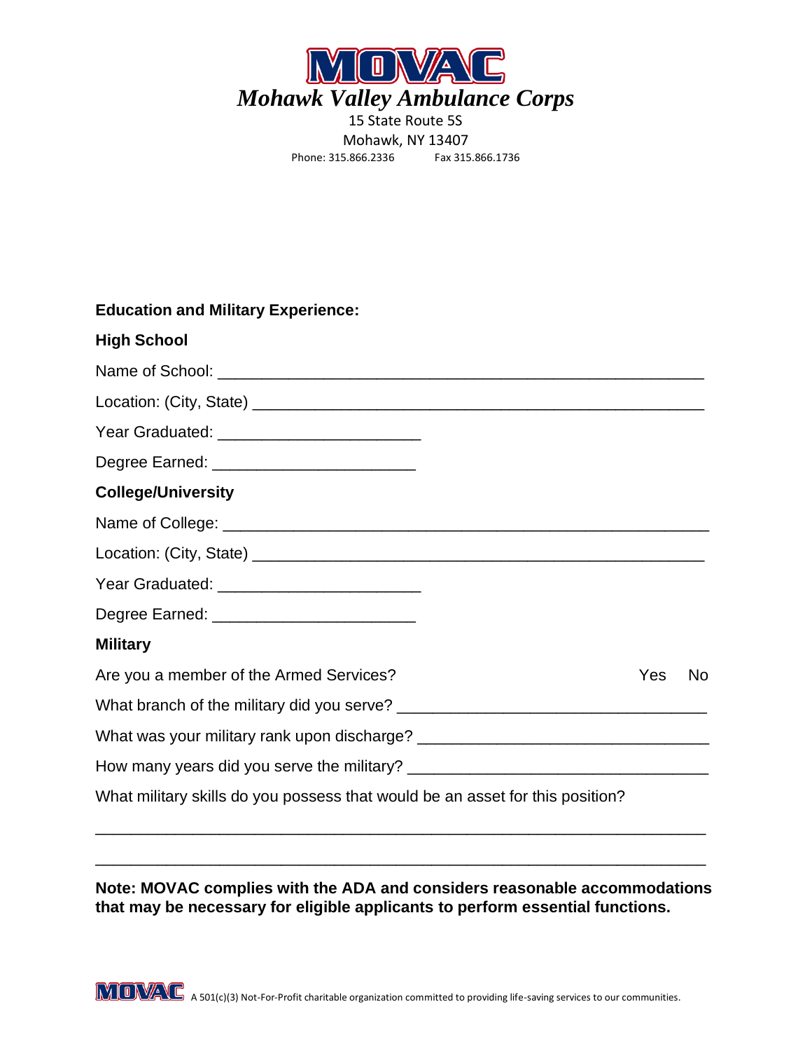# MOVAC

***Mohawk Valley Ambulance Corps***

15 State Route 5S
Mohawk, NY 13407
Phone: 315.866.2336 Fax 315.866.1736

**Education and Military Experience:**

**High School**

Name of School: ______________________________________________________

Location: (City, State) _________________________________________________

Year Graduated: ______________________

Degree Earned: ______________________

**College/University**

Name of College: _____________________________________________________

Location: (City, State) _________________________________________________

Year Graduated: ______________________

Degree Earned: ______________________

**Military**

Are you a member of the Armed Services? Yes No

What branch of the military did you serve? _________________________________

What was your military rank upon discharge? ______________________________

How many years did you serve the military? ________________________________

What military skills do you possess that would be an asset for this position?

__________________________________________________________________

__________________________________________________________________

**Note: MOVAC complies with the ADA and considers reasonable accommodations that may be necessary for eligible applicants to perform essential functions.**

MOVAC A 501(c)(3) Not-For-Profit charitable organization committed to providing life-saving services to our communities.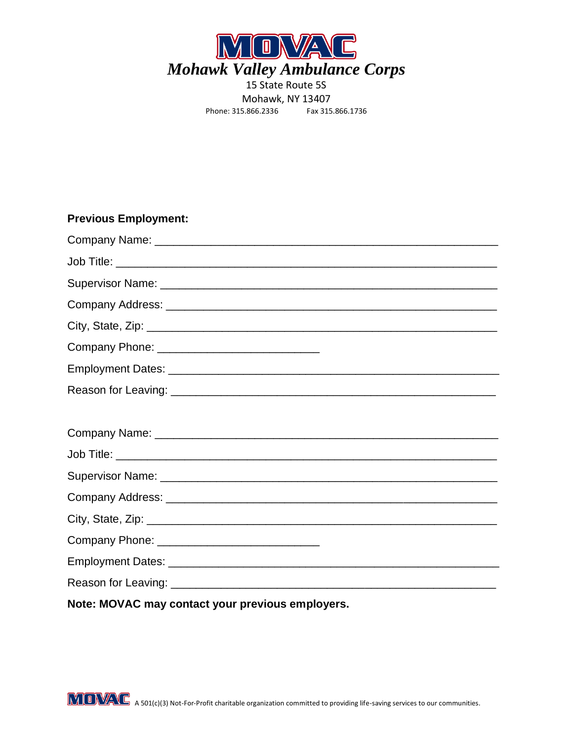# MOVAC

***Mohawk Valley Ambulance Corps***

15 State Route 5S
Mohawk, NY 13407
Phone: 315.866.2336 Fax 315.866.1736

**Previous Employment:**

Company Name: ________________________________________________

Job Title: ____________________________________________________

Supervisor Name: _______________________________________________

Company Address: ______________________________________________

City, State, Zip: _______________________________________________

Company Phone: ________________________

Employment Dates: ______________________________________________

Reason for Leaving: _____________________________________________

Company Name: ________________________________________________

Job Title: ____________________________________________________

Supervisor Name: _______________________________________________

Company Address: ______________________________________________

City, State, Zip: _______________________________________________

Company Phone: ________________________

Employment Dates: ______________________________________________

Reason for Leaving: _____________________________________________

**Note: MOVAC may contact your previous employers.**

MOVAC A 501(c)(3) Not-For-Profit charitable organization committed to providing life-saving services to our communities.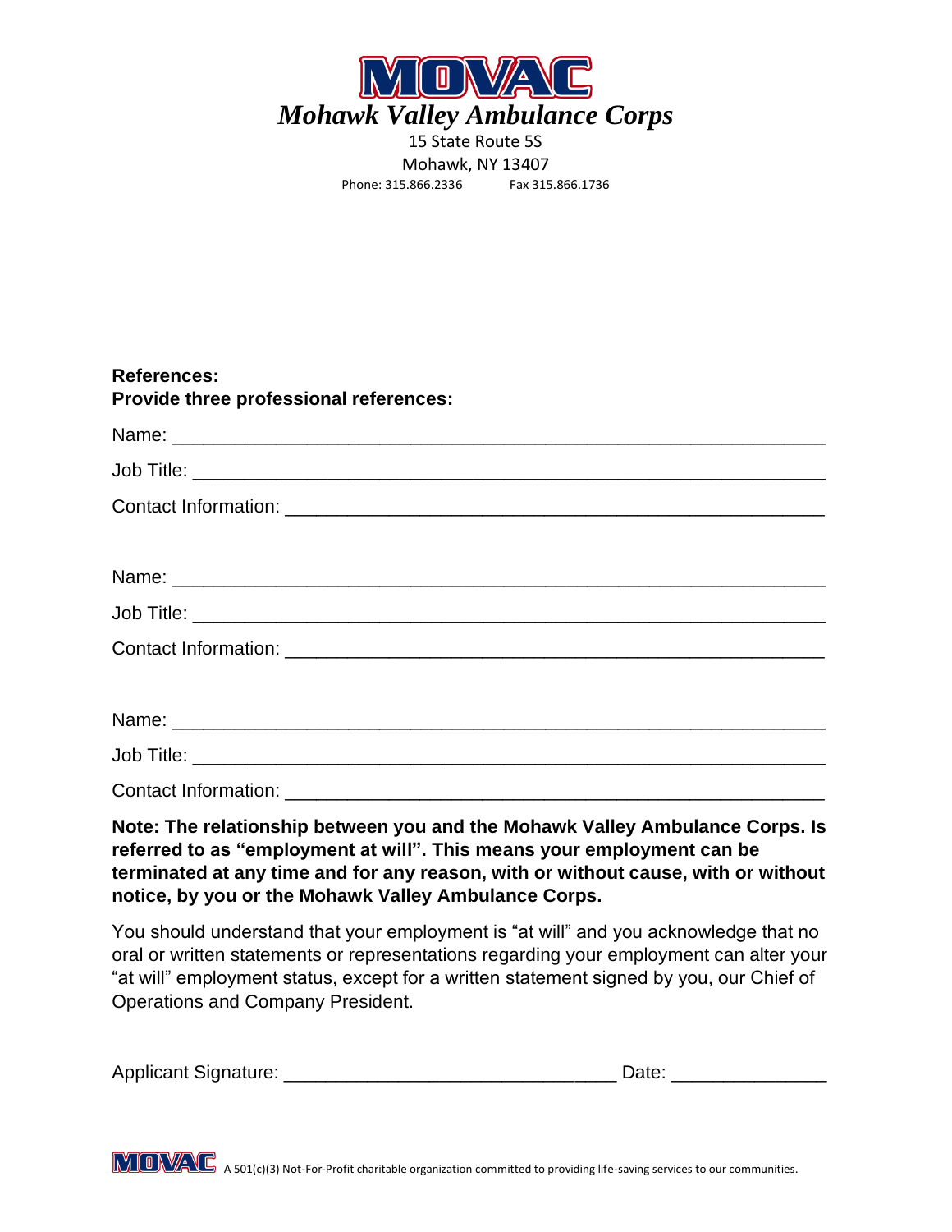# MOVAC

***Mohawk Valley Ambulance Corps***

15 State Route 5S
Mohawk, NY 13407
Phone: 315.866.2336 Fax 315.866.1736

**References:**
**Provide three professional references:**

Name: ___________________________________________________________

Job Title: _________________________________________________________

Contact Information: _______________________________________________

Name: ___________________________________________________________

Job Title: _________________________________________________________

Contact Information: _______________________________________________

Name: ___________________________________________________________

Job Title: _________________________________________________________

Contact Information: _______________________________________________

**Note: The relationship between you and the Mohawk Valley Ambulance Corps. Is referred to as "employment at will". This means your employment can be terminated at any time and for any reason, with or without cause, with or without notice, by you or the Mohawk Valley Ambulance Corps.**

You should understand that your employment is "at will" and you acknowledge that no oral or written statements or representations regarding your employment can alter your "at will" employment status, except for a written statement signed by you, our Chief of Operations and Company President.

Applicant Signature: _______________________________ Date: ______________

MOVAC A 501(c)(3) Not-For-Profit charitable organization committed to providing life-saving services to our communities.